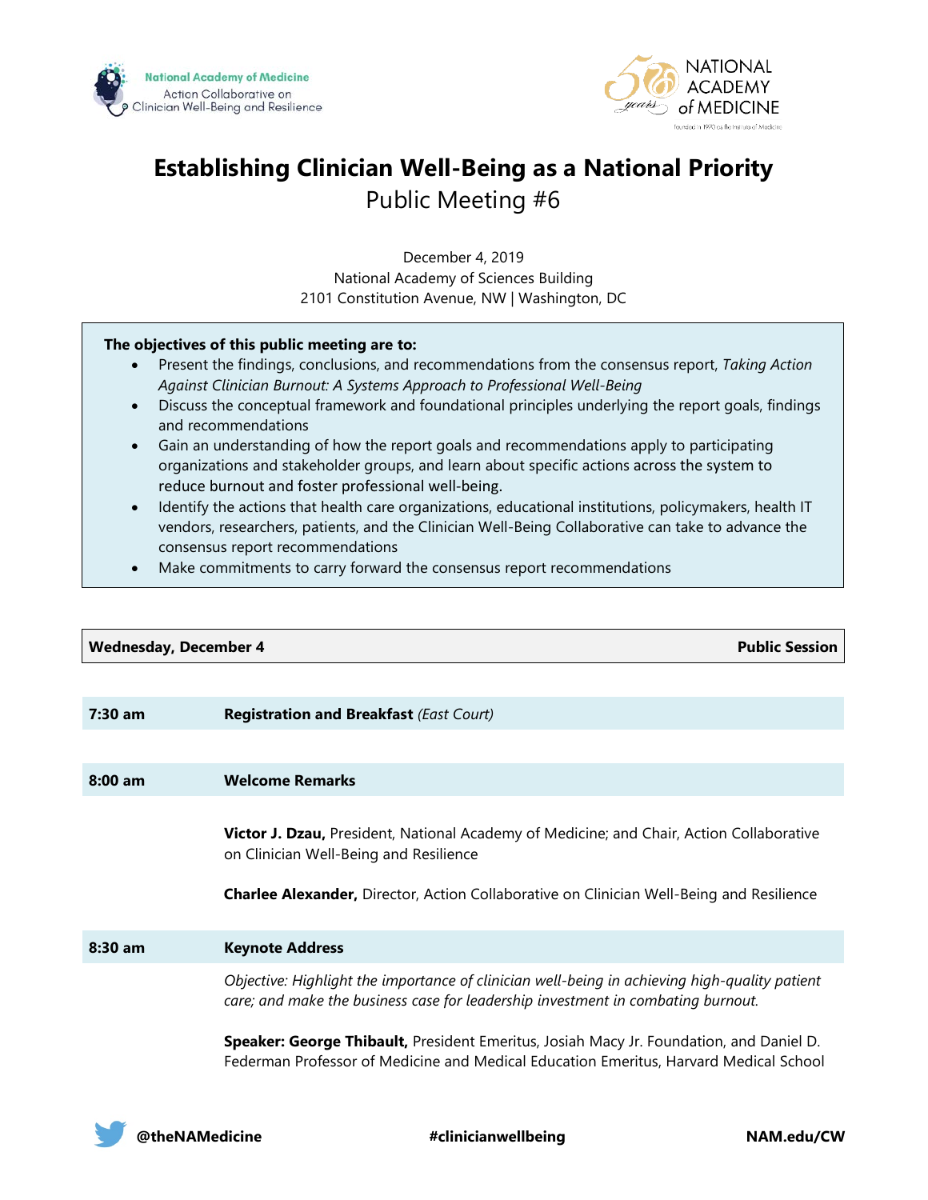National Academy of Medicine Action Collaborative on Clinician Well-Being and Resilience

NATIONAL ACADEMY of MEDICINE

# Establishing Clinician Well-Being as a National Priority

## Public Meeting #6

December 4, 2019
National Academy of Sciences Building
2101 Constitution Avenue, NW | Washington, DC

**The objectives of this public meeting are to:**

- Present the findings, conclusions, and recommendations from the consensus report, *Taking Action Against Clinician Burnout: A Systems Approach to Professional Well-Being*
- Discuss the conceptual framework and foundational principles underlying the report goals, findings and recommendations
- Gain an understanding of how the report goals and recommendations apply to participating organizations and stakeholder groups, and learn about specific actions across the system to reduce burnout and foster professional well-being.
- Identify the actions that health care organizations, educational institutions, policymakers, health IT vendors, researchers, patients, and the Clinician Well-Being Collaborative can take to advance the consensus report recommendations
- Make commitments to carry forward the consensus report recommendations

**Wednesday, December 4** — **Public Session**

**7:30 am** — **Registration and Breakfast** *(East Court)*

**8:00 am** — **Welcome Remarks**

**Victor J. Dzau,** President, National Academy of Medicine; and Chair, Action Collaborative on Clinician Well-Being and Resilience

**Charlee Alexander,** Director, Action Collaborative on Clinician Well-Being and Resilience

**8:30 am** — **Keynote Address**

*Objective: Highlight the importance of clinician well-being in achieving high-quality patient care; and make the business case for leadership investment in combating burnout.*

**Speaker: George Thibault,** President Emeritus, Josiah Macy Jr. Foundation, and Daniel D. Federman Professor of Medicine and Medical Education Emeritus, Harvard Medical School

@theNAMedicine | #clinicianwellbeing | NAM.edu/CW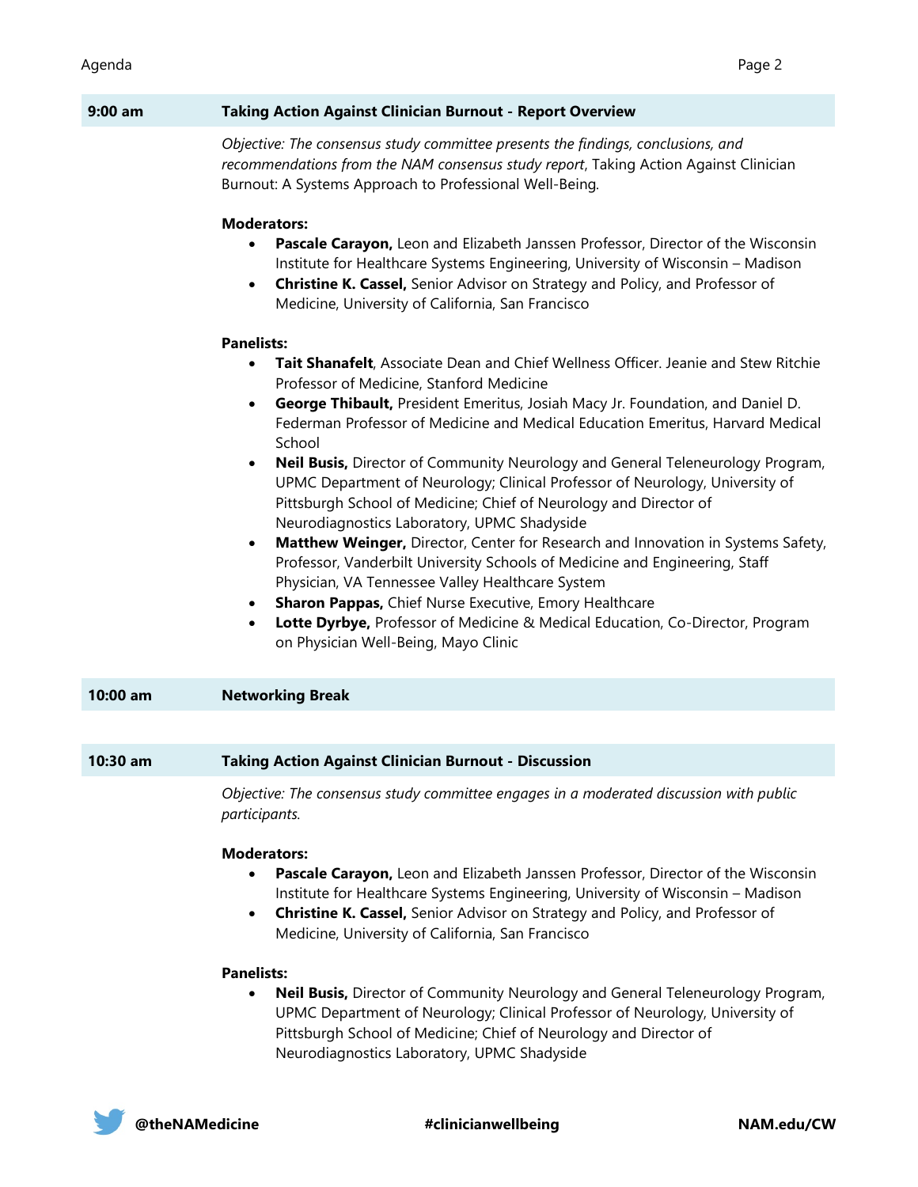## 9:00 am — Taking Action Against Clinician Burnout - Report Overview

*Objective: The consensus study committee presents the findings, conclusions, and recommendations from the NAM consensus study report*, Taking Action Against Clinician Burnout: A Systems Approach to Professional Well-Being.

**Moderators:**

- **Pascale Carayon,** Leon and Elizabeth Janssen Professor, Director of the Wisconsin Institute for Healthcare Systems Engineering, University of Wisconsin – Madison
- **Christine K. Cassel,** Senior Advisor on Strategy and Policy, and Professor of Medicine, University of California, San Francisco

**Panelists:**

- **Tait Shanafelt**, Associate Dean and Chief Wellness Officer. Jeanie and Stew Ritchie Professor of Medicine, Stanford Medicine
- **George Thibault,** President Emeritus, Josiah Macy Jr. Foundation, and Daniel D. Federman Professor of Medicine and Medical Education Emeritus, Harvard Medical School
- **Neil Busis,** Director of Community Neurology and General Teleneurology Program, UPMC Department of Neurology; Clinical Professor of Neurology, University of Pittsburgh School of Medicine; Chief of Neurology and Director of Neurodiagnostics Laboratory, UPMC Shadyside
- **Matthew Weinger,** Director, Center for Research and Innovation in Systems Safety, Professor, Vanderbilt University Schools of Medicine and Engineering, Staff Physician, VA Tennessee Valley Healthcare System
- **Sharon Pappas,** Chief Nurse Executive, Emory Healthcare
- **Lotte Dyrbye,** Professor of Medicine & Medical Education, Co-Director, Program on Physician Well-Being, Mayo Clinic

## 10:00 am — Networking Break

## 10:30 am — Taking Action Against Clinician Burnout - Discussion

*Objective: The consensus study committee engages in a moderated discussion with public participants.*

**Moderators:**

- **Pascale Carayon,** Leon and Elizabeth Janssen Professor, Director of the Wisconsin Institute for Healthcare Systems Engineering, University of Wisconsin – Madison
- **Christine K. Cassel,** Senior Advisor on Strategy and Policy, and Professor of Medicine, University of California, San Francisco

**Panelists:**

- **Neil Busis,** Director of Community Neurology and General Teleneurology Program, UPMC Department of Neurology; Clinical Professor of Neurology, University of Pittsburgh School of Medicine; Chief of Neurology and Director of Neurodiagnostics Laboratory, UPMC Shadyside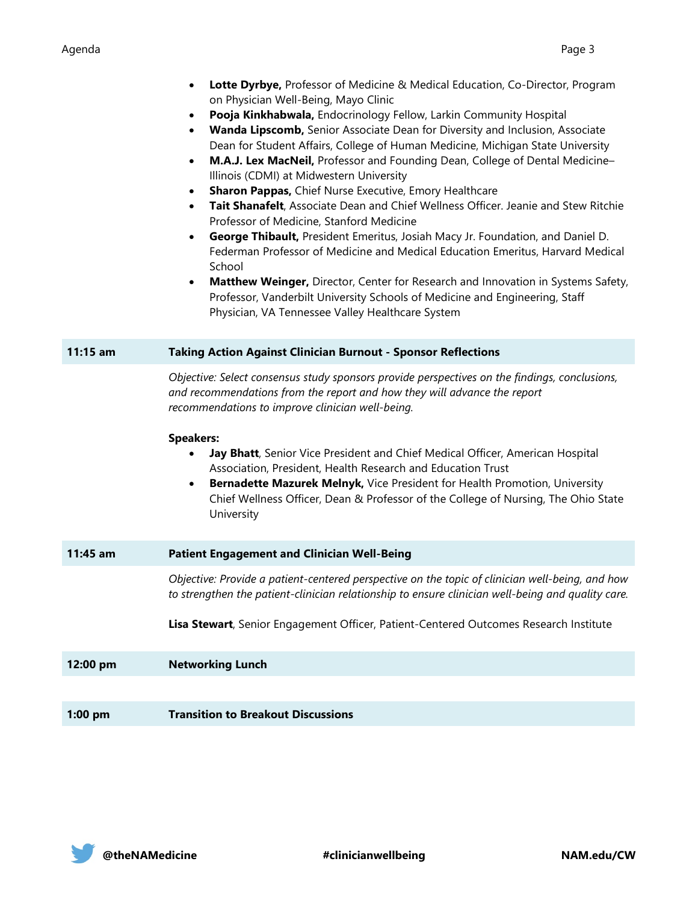- **Lotte Dyrbye,** Professor of Medicine & Medical Education, Co-Director, Program on Physician Well-Being, Mayo Clinic
- **Pooja Kinkhabwala,** Endocrinology Fellow, Larkin Community Hospital
- **Wanda Lipscomb,** Senior Associate Dean for Diversity and Inclusion, Associate Dean for Student Affairs, College of Human Medicine, Michigan State University
- **M.A.J. Lex MacNeil,** Professor and Founding Dean, College of Dental Medicine–Illinois (CDMI) at Midwestern University
- **Sharon Pappas,** Chief Nurse Executive, Emory Healthcare
- **Tait Shanafelt**, Associate Dean and Chief Wellness Officer. Jeanie and Stew Ritchie Professor of Medicine, Stanford Medicine
- **George Thibault,** President Emeritus, Josiah Macy Jr. Foundation, and Daniel D. Federman Professor of Medicine and Medical Education Emeritus, Harvard Medical School
- **Matthew Weinger,** Director, Center for Research and Innovation in Systems Safety, Professor, Vanderbilt University Schools of Medicine and Engineering, Staff Physician, VA Tennessee Valley Healthcare System

**11:15 am — Taking Action Against Clinician Burnout - Sponsor Reflections**

*Objective: Select consensus study sponsors provide perspectives on the findings, conclusions, and recommendations from the report and how they will advance the report recommendations to improve clinician well-being.*

**Speakers:**

- **Jay Bhatt**, Senior Vice President and Chief Medical Officer, American Hospital Association, President, Health Research and Education Trust
- **Bernadette Mazurek Melnyk,** Vice President for Health Promotion, University Chief Wellness Officer, Dean & Professor of the College of Nursing, The Ohio State University

**11:45 am — Patient Engagement and Clinician Well-Being**

*Objective: Provide a patient-centered perspective on the topic of clinician well-being, and how to strengthen the patient-clinician relationship to ensure clinician well-being and quality care.*

**Lisa Stewart**, Senior Engagement Officer, Patient-Centered Outcomes Research Institute

**12:00 pm — Networking Lunch**

**1:00 pm — Transition to Breakout Discussions**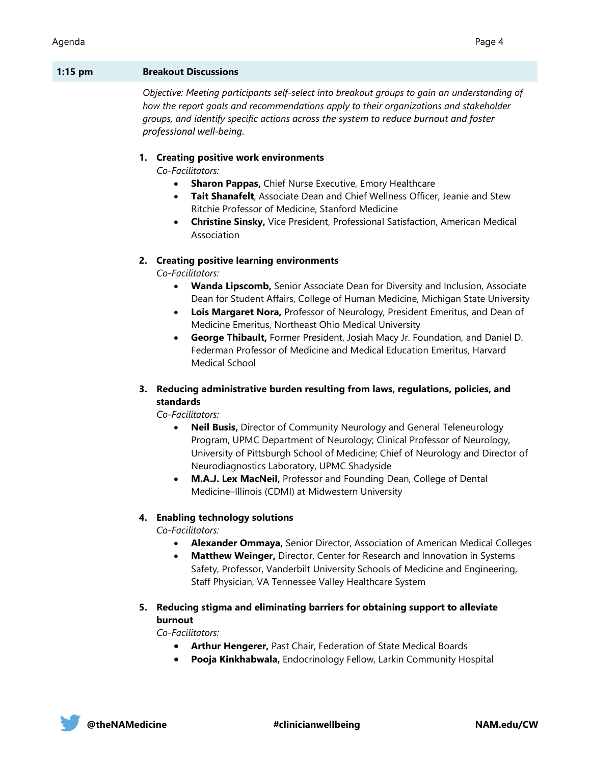**1:15 pm** **Breakout Discussions**

*Objective: Meeting participants self-select into breakout groups to gain an understanding of how the report goals and recommendations apply to their organizations and stakeholder groups, and identify specific actions across the system to reduce burnout and foster professional well-being.*

1. **Creating positive work environments**
   *Co-Facilitators:*
   - **Sharon Pappas,** Chief Nurse Executive, Emory Healthcare
   - **Tait Shanafelt**, Associate Dean and Chief Wellness Officer, Jeanie and Stew Ritchie Professor of Medicine, Stanford Medicine
   - **Christine Sinsky,** Vice President, Professional Satisfaction, American Medical Association

2. **Creating positive learning environments**
   *Co-Facilitators:*
   - **Wanda Lipscomb,** Senior Associate Dean for Diversity and Inclusion, Associate Dean for Student Affairs, College of Human Medicine, Michigan State University
   - **Lois Margaret Nora,** Professor of Neurology, President Emeritus, and Dean of Medicine Emeritus, Northeast Ohio Medical University
   - **George Thibault,** Former President, Josiah Macy Jr. Foundation, and Daniel D. Federman Professor of Medicine and Medical Education Emeritus, Harvard Medical School

3. **Reducing administrative burden resulting from laws, regulations, policies, and standards**
   *Co-Facilitators:*
   - **Neil Busis,** Director of Community Neurology and General Teleneurology Program, UPMC Department of Neurology; Clinical Professor of Neurology, University of Pittsburgh School of Medicine; Chief of Neurology and Director of Neurodiagnostics Laboratory, UPMC Shadyside
   - **M.A.J. Lex MacNeil,** Professor and Founding Dean, College of Dental Medicine–Illinois (CDMI) at Midwestern University

4. **Enabling technology solutions**
   *Co-Facilitators:*
   - **Alexander Ommaya,** Senior Director, Association of American Medical Colleges
   - **Matthew Weinger,** Director, Center for Research and Innovation in Systems Safety, Professor, Vanderbilt University Schools of Medicine and Engineering, Staff Physician, VA Tennessee Valley Healthcare System

5. **Reducing stigma and eliminating barriers for obtaining support to alleviate burnout**
   *Co-Facilitators:*
   - **Arthur Hengerer,** Past Chair, Federation of State Medical Boards
   - **Pooja Kinkhabwala,** Endocrinology Fellow, Larkin Community Hospital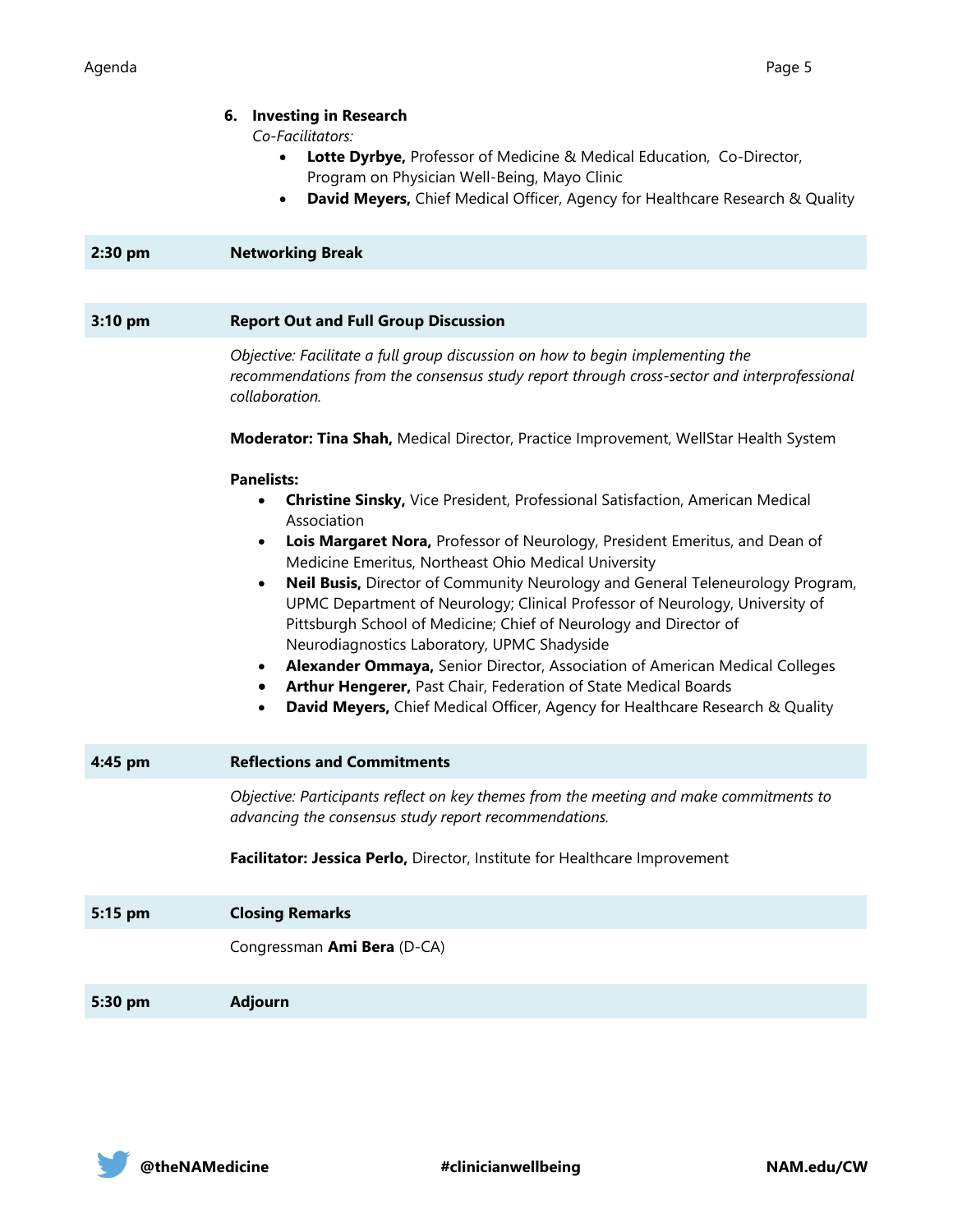6. **Investing in Research**

   *Co-Facilitators:*

   - **Lotte Dyrbye,** Professor of Medicine & Medical Education, Co-Director, Program on Physician Well-Being, Mayo Clinic
   - **David Meyers,** Chief Medical Officer, Agency for Healthcare Research & Quality

| | |
|---|---|
| **2:30 pm** | **Networking Break** |

| | |
|---|---|
| **3:10 pm** | **Report Out and Full Group Discussion** |

*Objective: Facilitate a full group discussion on how to begin implementing the recommendations from the consensus study report through cross-sector and interprofessional collaboration.*

**Moderator: Tina Shah,** Medical Director, Practice Improvement, WellStar Health System

**Panelists:**

- **Christine Sinsky,** Vice President, Professional Satisfaction, American Medical Association
- **Lois Margaret Nora,** Professor of Neurology, President Emeritus, and Dean of Medicine Emeritus, Northeast Ohio Medical University
- **Neil Busis,** Director of Community Neurology and General Teleneurology Program, UPMC Department of Neurology; Clinical Professor of Neurology, University of Pittsburgh School of Medicine; Chief of Neurology and Director of Neurodiagnostics Laboratory, UPMC Shadyside
- **Alexander Ommaya,** Senior Director, Association of American Medical Colleges
- **Arthur Hengerer,** Past Chair, Federation of State Medical Boards
- **David Meyers,** Chief Medical Officer, Agency for Healthcare Research & Quality

| | |
|---|---|
| **4:45 pm** | **Reflections and Commitments** |

*Objective: Participants reflect on key themes from the meeting and make commitments to advancing the consensus study report recommendations.*

**Facilitator: Jessica Perlo,** Director, Institute for Healthcare Improvement

| | |
|---|---|
| **5:15 pm** | **Closing Remarks** |

Congressman **Ami Bera** (D-CA)

| | |
|---|---|
| **5:30 pm** | **Adjourn** |

**@theNAMedicine** **#clinicianwellbeing** **NAM.edu/CW**